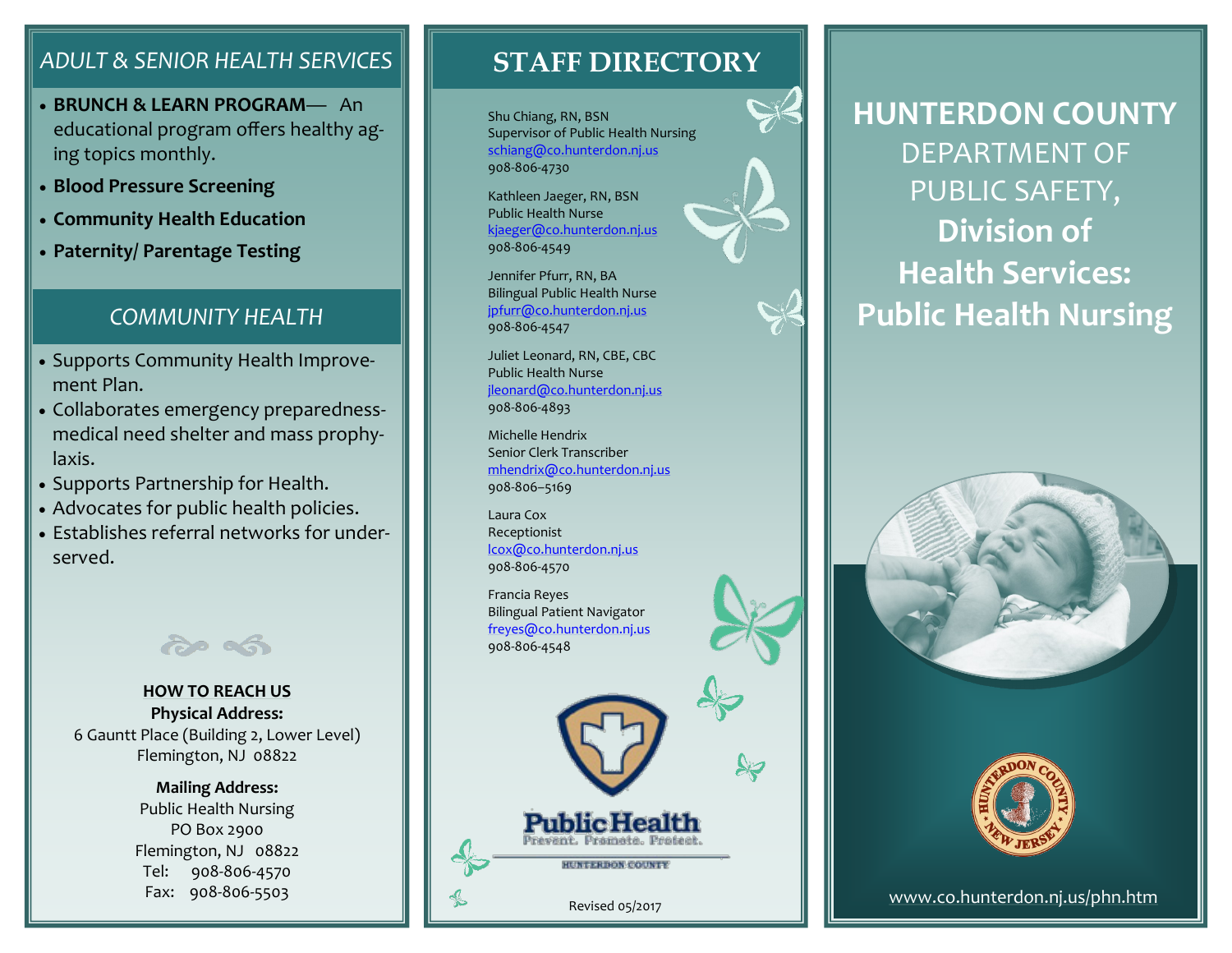## ADULT & SENIOR HEALTH SERVICES

- **BRUNCH & LEARN PROGRAM**— An educational program offers healthy aging topics monthly.
- **Blood Pressure Screening**
- **Community Health Education**
- **Paternity/ Parentage Testing**

## COMMUNITY HEALTH

- Supports Community Health Improvement Plan.
- Collaborates emergency preparedness-medical need shelter and mass prophylaxis.
- Supports Partnership for Health.
- Advocates for public health policies.
- Establishes referral networks for underserved.

**HOW TO REACH US**
**Physical Address:**
6 Gauntt Place (Building 2, Lower Level)
Flemington, NJ 08822

**Mailing Address:**
Public Health Nursing
PO Box 2900
Flemington, NJ 08822
Tel: 908-806-4570
Fax: 908-806-5503

## STAFF DIRECTORY

Shu Chiang, RN, BSN
Supervisor of Public Health Nursing
schiang@co.hunterdon.nj.us
908-806-4730

Kathleen Jaeger, RN, BSN
Public Health Nurse
kjaeger@co.hunterdon.nj.us
908-806-4549

Jennifer Pfurr, RN, BA
Bilingual Public Health Nurse
jpfurr@co.hunterdon.nj.us
908-806-4547

Juliet Leonard, RN, CBE, CBC
Public Health Nurse
jleonard@co.hunterdon.nj.us
908-806-4893

Michelle Hendrix
Senior Clerk Transcriber
mhendrix@co.hunterdon.nj.us
908-806–5169

Laura Cox
Receptionist
lcox@co.hunterdon.nj.us
908-806-4570

Francia Reyes
Bilingual Patient Navigator
freyes@co.hunterdon.nj.us
908-806-4548

Public Health
Prevent. Promote. Protect.
HUNTERDON COUNTY

Revised 05/2017

# HUNTERDON COUNTY DEPARTMENT OF PUBLIC SAFETY, Division of Health Services: Public Health Nursing

www.co.hunterdon.nj.us/phn.htm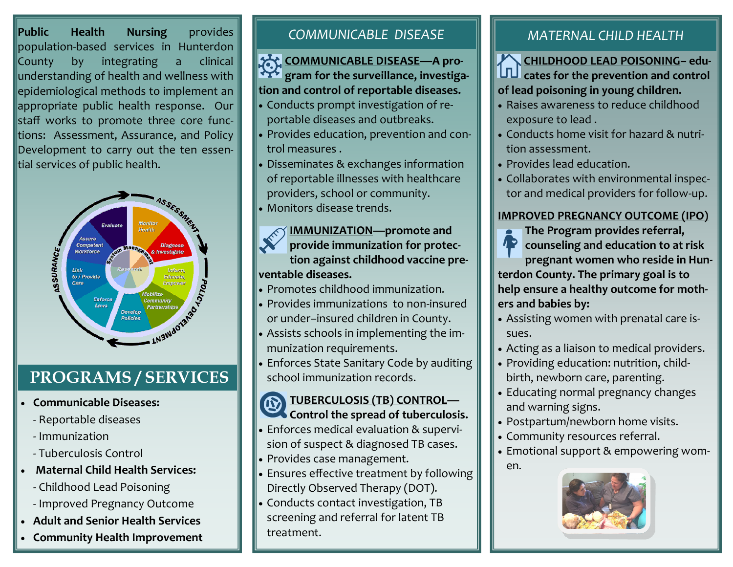**Public Health Nursing** provides population-based services in Hunterdon County by integrating a clinical understanding of health and wellness with epidemiological methods to implement an appropriate public health response. Our staff works to promote three core functions: Assessment, Assurance, and Policy Development to carry out the ten essential services of public health.

ASSESSMENT
POLICY DEVELOPMENT
ASSURANCE
Monitor Health
Diagnose & Investigate
Inform, Educate, Empower
Mobilize Community Partnerships
Develop Policies
Enforce Laws
Link to / Provide Care
Assure Competent Workforce
Evaluate
System Management
Research

# PROGRAMS / SERVICES

- **Communicable Diseases:**
  - Reportable diseases
  - Immunization
  - Tuberculosis Control
- **Maternal Child Health Services:**
  - Childhood Lead Poisoning
  - Improved Pregnancy Outcome
- **Adult and Senior Health Services**
- **Community Health Improvement**

## COMMUNICABLE DISEASE

**COMMUNICABLE DISEASE—A program for the surveillance, investigation and control of reportable diseases.**

- Conducts prompt investigation of reportable diseases and outbreaks.
- Provides education, prevention and control measures .
- Disseminates & exchanges information of reportable illnesses with healthcare providers, school or community.
- Monitors disease trends.

**IMMUNIZATION—promote and provide immunization for protection against childhood vaccine preventable diseases.**

- Promotes childhood immunization.
- Provides immunizations to non-insured or under–insured children in County.
- Assists schools in implementing the immunization requirements.
- Enforces State Sanitary Code by auditing school immunization records.

**TUBERCULOSIS (TB) CONTROL—Control the spread of tuberculosis.**

- Enforces medical evaluation & supervision of suspect & diagnosed TB cases.
- Provides case management.
- Ensures effective treatment by following Directly Observed Therapy (DOT).
- Conducts contact investigation, TB screening and referral for latent TB treatment.

## MATERNAL CHILD HEALTH

**CHILDHOOD LEAD POISONING– educates for the prevention and control of lead poisoning in young children.**

- Raises awareness to reduce childhood exposure to lead .
- Conducts home visit for hazard & nutrition assessment.
- Provides lead education.
- Collaborates with environmental inspector and medical providers for follow-up.

**IMPROVED PREGNANCY OUTCOME (IPO)**

**The Program provides referral, counseling and education to at risk pregnant women who reside in Hunterdon County. The primary goal is to help ensure a healthy outcome for mothers and babies by:**

- Assisting women with prenatal care issues.
- Acting as a liaison to medical providers.
- Providing education: nutrition, childbirth, newborn care, parenting.
- Educating normal pregnancy changes and warning signs.
- Postpartum/newborn home visits.
- Community resources referral.
- Emotional support & empowering women.